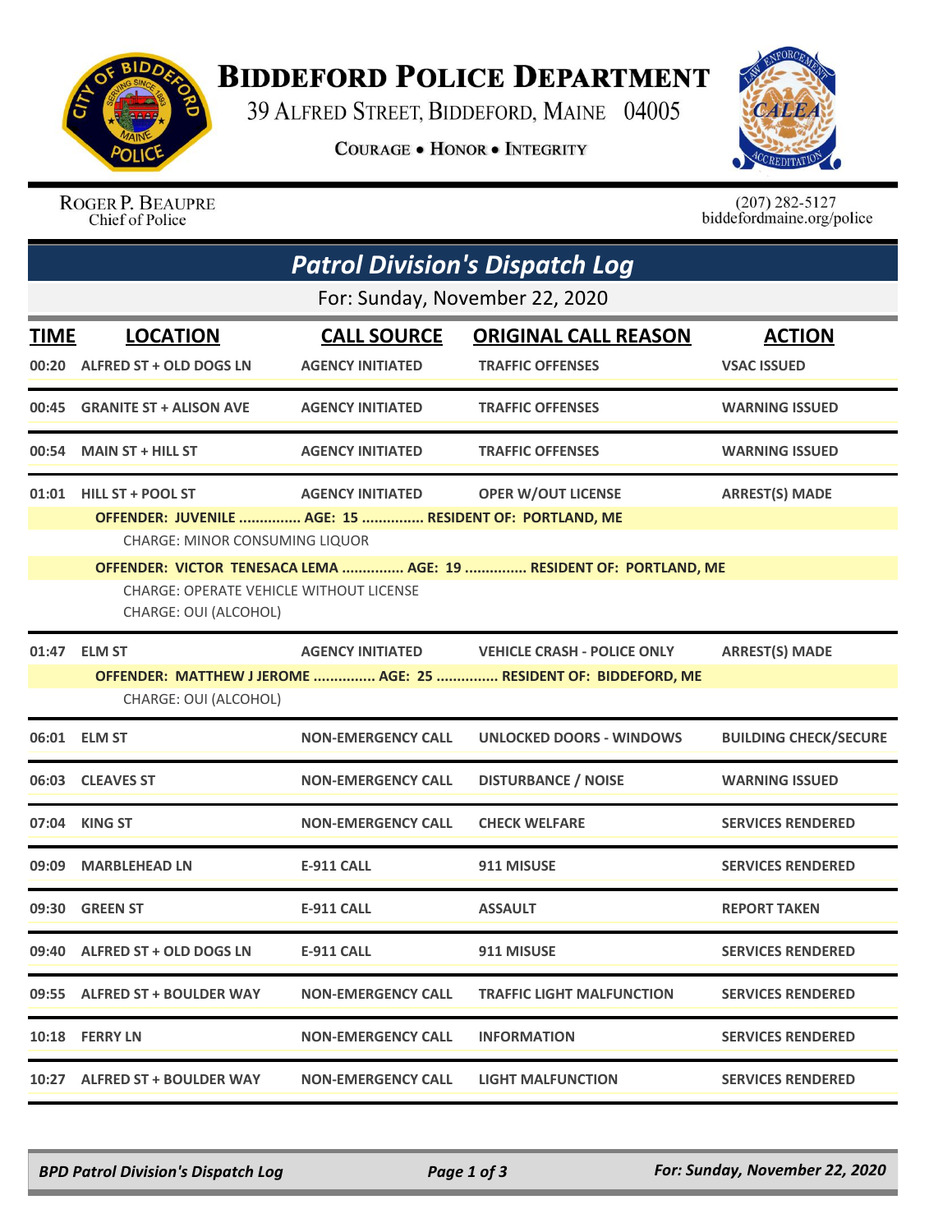# Biddeford Police Department

39 Alfred Street, Biddeford, Maine 04005

Courage • Honor • Integrity

Roger P. Beaupre
Chief of Police

(207) 282-5127
biddefordmaine.org/police

## *Patrol Division's Dispatch Log*

For: Sunday, November 22, 2020

| TIME | LOCATION | CALL SOURCE | ORIGINAL CALL REASON | ACTION |
|---|---|---|---|---|
| 00:20 | ALFRED ST + OLD DOGS LN | AGENCY INITIATED | TRAFFIC OFFENSES | VSAC ISSUED |
| 00:45 | GRANITE ST + ALISON AVE | AGENCY INITIATED | TRAFFIC OFFENSES | WARNING ISSUED |
| 00:54 | MAIN ST + HILL ST | AGENCY INITIATED | TRAFFIC OFFENSES | WARNING ISSUED |
| 01:01 | HILL ST + POOL ST | AGENCY INITIATED | OPER W/OUT LICENSE | ARREST(S) MADE |

**OFFENDER: JUVENILE ............... AGE: 15 ............... RESIDENT OF: PORTLAND, ME**

CHARGE: MINOR CONSUMING LIQUOR

**OFFENDER: VICTOR TENESACA LEMA ............... AGE: 19 ............... RESIDENT OF: PORTLAND, ME**

CHARGE: OPERATE VEHICLE WITHOUT LICENSE
CHARGE: OUI (ALCOHOL)

| TIME | LOCATION | CALL SOURCE | ORIGINAL CALL REASON | ACTION |
|---|---|---|---|---|
| 01:47 | ELM ST | AGENCY INITIATED | VEHICLE CRASH - POLICE ONLY | ARREST(S) MADE |

**OFFENDER: MATTHEW J JEROME ............... AGE: 25 ............... RESIDENT OF: BIDDEFORD, ME**

CHARGE: OUI (ALCOHOL)

| TIME | LOCATION | CALL SOURCE | ORIGINAL CALL REASON | ACTION |
|---|---|---|---|---|
| 06:01 | ELM ST | NON-EMERGENCY CALL | UNLOCKED DOORS - WINDOWS | BUILDING CHECK/SECURE |
| 06:03 | CLEAVES ST | NON-EMERGENCY CALL | DISTURBANCE / NOISE | WARNING ISSUED |
| 07:04 | KING ST | NON-EMERGENCY CALL | CHECK WELFARE | SERVICES RENDERED |
| 09:09 | MARBLEHEAD LN | E-911 CALL | 911 MISUSE | SERVICES RENDERED |
| 09:30 | GREEN ST | E-911 CALL | ASSAULT | REPORT TAKEN |
| 09:40 | ALFRED ST + OLD DOGS LN | E-911 CALL | 911 MISUSE | SERVICES RENDERED |
| 09:55 | ALFRED ST + BOULDER WAY | NON-EMERGENCY CALL | TRAFFIC LIGHT MALFUNCTION | SERVICES RENDERED |
| 10:18 | FERRY LN | NON-EMERGENCY CALL | INFORMATION | SERVICES RENDERED |
| 10:27 | ALFRED ST + BOULDER WAY | NON-EMERGENCY CALL | LIGHT MALFUNCTION | SERVICES RENDERED |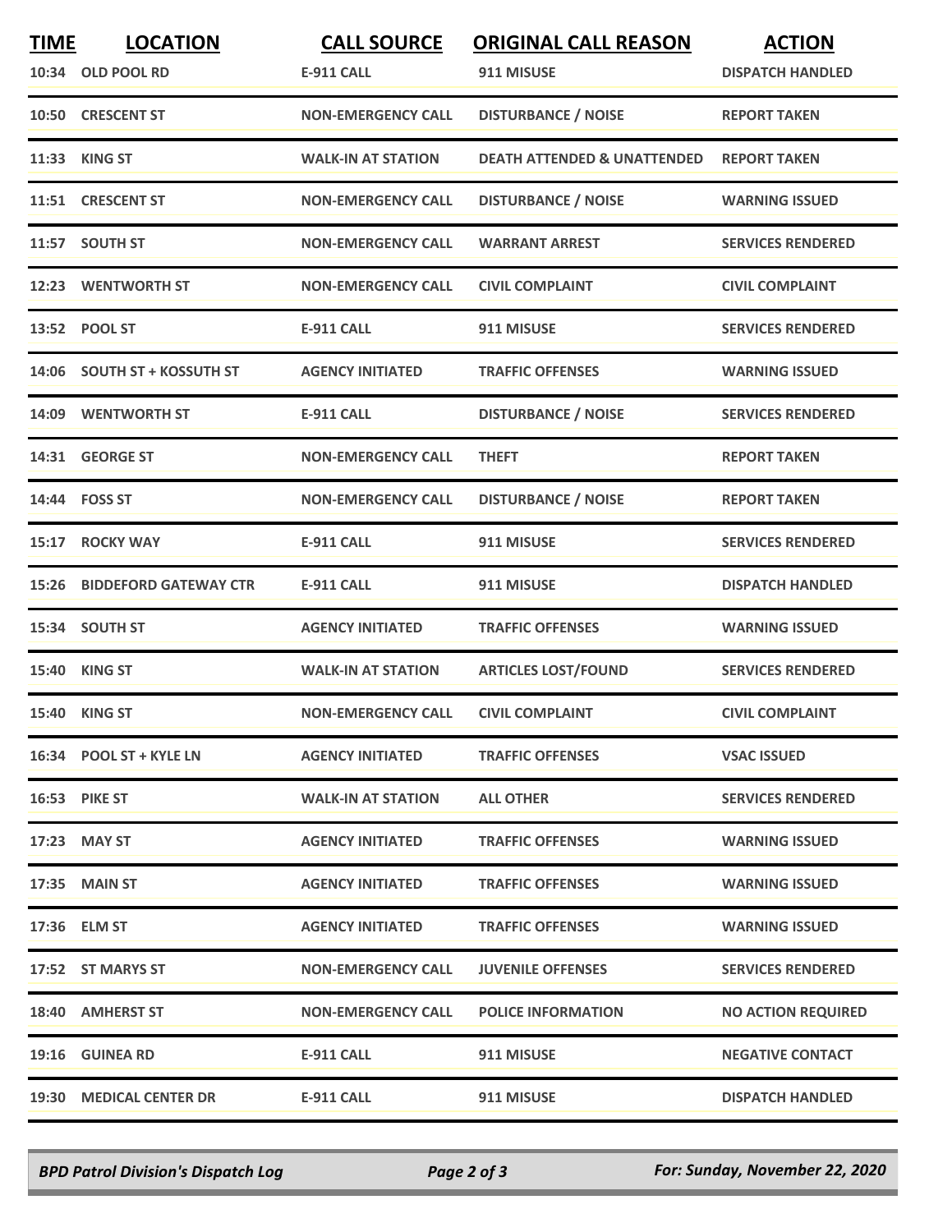| TIME | LOCATION | CALL SOURCE | ORIGINAL CALL REASON | ACTION |
|---|---|---|---|---|
| 10:34 | OLD POOL RD | E-911 CALL | 911 MISUSE | DISPATCH HANDLED |
| 10:50 | CRESCENT ST | NON-EMERGENCY CALL | DISTURBANCE / NOISE | REPORT TAKEN |
| 11:33 | KING ST | WALK-IN AT STATION | DEATH ATTENDED & UNATTENDED | REPORT TAKEN |
| 11:51 | CRESCENT ST | NON-EMERGENCY CALL | DISTURBANCE / NOISE | WARNING ISSUED |
| 11:57 | SOUTH ST | NON-EMERGENCY CALL | WARRANT ARREST | SERVICES RENDERED |
| 12:23 | WENTWORTH ST | NON-EMERGENCY CALL | CIVIL COMPLAINT | CIVIL COMPLAINT |
| 13:52 | POOL ST | E-911 CALL | 911 MISUSE | SERVICES RENDERED |
| 14:06 | SOUTH ST + KOSSUTH ST | AGENCY INITIATED | TRAFFIC OFFENSES | WARNING ISSUED |
| 14:09 | WENTWORTH ST | E-911 CALL | DISTURBANCE / NOISE | SERVICES RENDERED |
| 14:31 | GEORGE ST | NON-EMERGENCY CALL | THEFT | REPORT TAKEN |
| 14:44 | FOSS ST | NON-EMERGENCY CALL | DISTURBANCE / NOISE | REPORT TAKEN |
| 15:17 | ROCKY WAY | E-911 CALL | 911 MISUSE | SERVICES RENDERED |
| 15:26 | BIDDEFORD GATEWAY CTR | E-911 CALL | 911 MISUSE | DISPATCH HANDLED |
| 15:34 | SOUTH ST | AGENCY INITIATED | TRAFFIC OFFENSES | WARNING ISSUED |
| 15:40 | KING ST | WALK-IN AT STATION | ARTICLES LOST/FOUND | SERVICES RENDERED |
| 15:40 | KING ST | NON-EMERGENCY CALL | CIVIL COMPLAINT | CIVIL COMPLAINT |
| 16:34 | POOL ST + KYLE LN | AGENCY INITIATED | TRAFFIC OFFENSES | VSAC ISSUED |
| 16:53 | PIKE ST | WALK-IN AT STATION | ALL OTHER | SERVICES RENDERED |
| 17:23 | MAY ST | AGENCY INITIATED | TRAFFIC OFFENSES | WARNING ISSUED |
| 17:35 | MAIN ST | AGENCY INITIATED | TRAFFIC OFFENSES | WARNING ISSUED |
| 17:36 | ELM ST | AGENCY INITIATED | TRAFFIC OFFENSES | WARNING ISSUED |
| 17:52 | ST MARYS ST | NON-EMERGENCY CALL | JUVENILE OFFENSES | SERVICES RENDERED |
| 18:40 | AMHERST ST | NON-EMERGENCY CALL | POLICE INFORMATION | NO ACTION REQUIRED |
| 19:16 | GUINEA RD | E-911 CALL | 911 MISUSE | NEGATIVE CONTACT |
| 19:30 | MEDICAL CENTER DR | E-911 CALL | 911 MISUSE | DISPATCH HANDLED |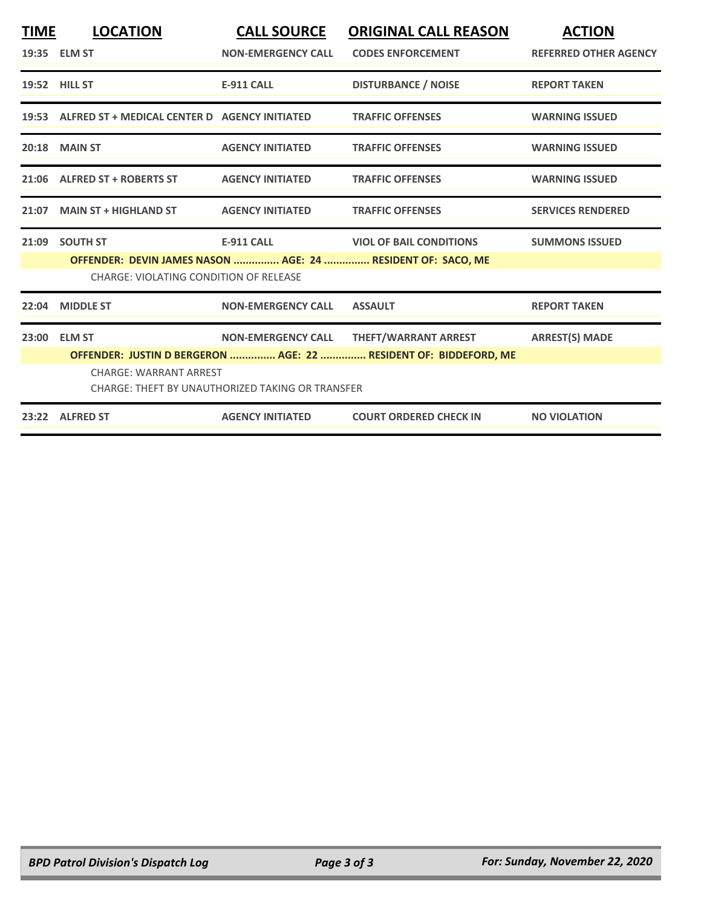| TIME | LOCATION | CALL SOURCE | ORIGINAL CALL REASON | ACTION |
|---|---|---|---|---|
| 19:35 | ELM ST | NON-EMERGENCY CALL | CODES ENFORCEMENT | REFERRED OTHER AGENCY |
| 19:52 | HILL ST | E-911 CALL | DISTURBANCE / NOISE | REPORT TAKEN |
| 19:53 | ALFRED ST + MEDICAL CENTER D | AGENCY INITIATED | TRAFFIC OFFENSES | WARNING ISSUED |
| 20:18 | MAIN ST | AGENCY INITIATED | TRAFFIC OFFENSES | WARNING ISSUED |
| 21:06 | ALFRED ST + ROBERTS ST | AGENCY INITIATED | TRAFFIC OFFENSES | WARNING ISSUED |
| 21:07 | MAIN ST + HIGHLAND ST | AGENCY INITIATED | TRAFFIC OFFENSES | SERVICES RENDERED |
| 21:09 | SOUTH ST | E-911 CALL | VIOL OF BAIL CONDITIONS | SUMMONS ISSUED |
| | OFFENDER: DEVIN JAMES NASON ............... AGE: 24 ............... RESIDENT OF: SACO, ME | | | |
| | CHARGE: VIOLATING CONDITION OF RELEASE | | | |
| 22:04 | MIDDLE ST | NON-EMERGENCY CALL | ASSAULT | REPORT TAKEN |
| 23:00 | ELM ST | NON-EMERGENCY CALL | THEFT/WARRANT ARREST | ARREST(S) MADE |
| | OFFENDER: JUSTIN D BERGERON ............... AGE: 22 ............... RESIDENT OF: BIDDEFORD, ME | | | |
| | CHARGE: WARRANT ARREST | | | |
| | CHARGE: THEFT BY UNAUTHORIZED TAKING OR TRANSFER | | | |
| 23:22 | ALFRED ST | AGENCY INITIATED | COURT ORDERED CHECK IN | NO VIOLATION |